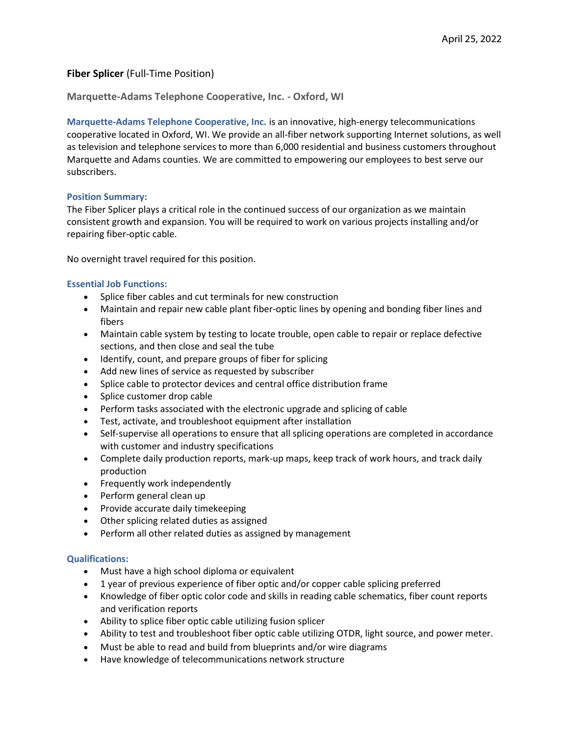April 25, 2022

**Fiber Splicer** (Full-Time Position)

## Marquette-Adams Telephone Cooperative, Inc. - Oxford, WI

**Marquette-Adams Telephone Cooperative, Inc.** is an innovative, high-energy telecommunications cooperative located in Oxford, WI. We provide an all-fiber network supporting Internet solutions, as well as television and telephone services to more than 6,000 residential and business customers throughout Marquette and Adams counties. We are committed to empowering our employees to best serve our subscribers.

### Position Summary:

The Fiber Splicer plays a critical role in the continued success of our organization as we maintain consistent growth and expansion. You will be required to work on various projects installing and/or repairing fiber-optic cable.

No overnight travel required for this position.

### Essential Job Functions:

- Splice fiber cables and cut terminals for new construction
- Maintain and repair new cable plant fiber-optic lines by opening and bonding fiber lines and fibers
- Maintain cable system by testing to locate trouble, open cable to repair or replace defective sections, and then close and seal the tube
- Identify, count, and prepare groups of fiber for splicing
- Add new lines of service as requested by subscriber
- Splice cable to protector devices and central office distribution frame
- Splice customer drop cable
- Perform tasks associated with the electronic upgrade and splicing of cable
- Test, activate, and troubleshoot equipment after installation
- Self-supervise all operations to ensure that all splicing operations are completed in accordance with customer and industry specifications
- Complete daily production reports, mark-up maps, keep track of work hours, and track daily production
- Frequently work independently
- Perform general clean up
- Provide accurate daily timekeeping
- Other splicing related duties as assigned
- Perform all other related duties as assigned by management

### Qualifications:

- Must have a high school diploma or equivalent
- 1 year of previous experience of fiber optic and/or copper cable splicing preferred
- Knowledge of fiber optic color code and skills in reading cable schematics, fiber count reports and verification reports
- Ability to splice fiber optic cable utilizing fusion splicer
- Ability to test and troubleshoot fiber optic cable utilizing OTDR, light source, and power meter.
- Must be able to read and build from blueprints and/or wire diagrams
- Have knowledge of telecommunications network structure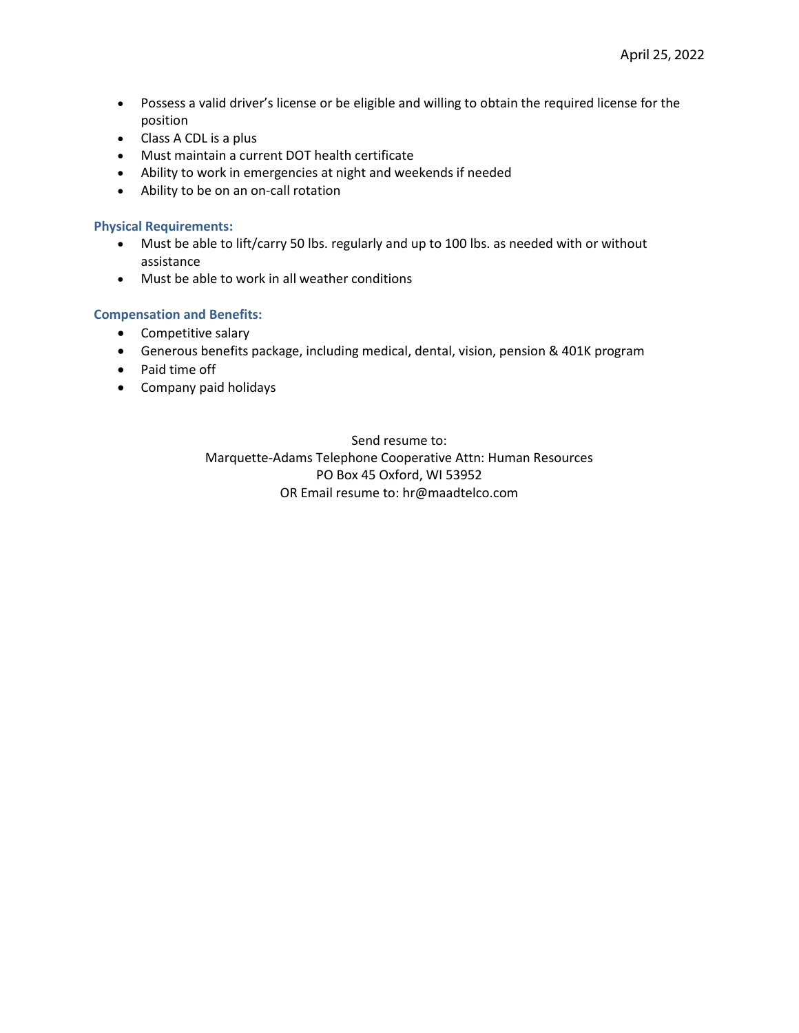April 25, 2022

- Possess a valid driver's license or be eligible and willing to obtain the required license for the position
- Class A CDL is a plus
- Must maintain a current DOT health certificate
- Ability to work in emergencies at night and weekends if needed
- Ability to be on an on-call rotation

**Physical Requirements:**

- Must be able to lift/carry 50 lbs. regularly and up to 100 lbs. as needed with or without assistance
- Must be able to work in all weather conditions

**Compensation and Benefits:**

- Competitive salary
- Generous benefits package, including medical, dental, vision, pension & 401K program
- Paid time off
- Company paid holidays

Send resume to:
Marquette-Adams Telephone Cooperative Attn: Human Resources
PO Box 45 Oxford, WI 53952
OR Email resume to: hr@maadtelco.com